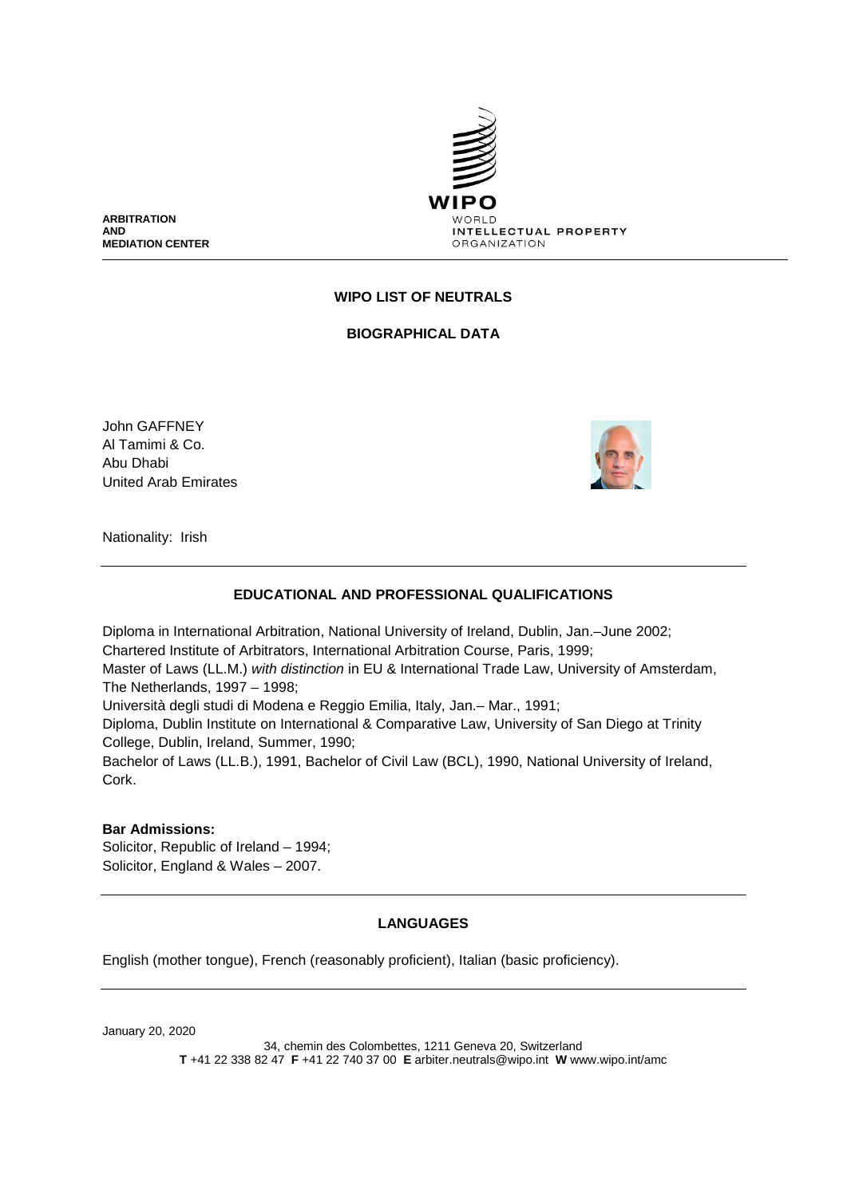**ARBITRATION AND MEDIATION CENTER**

WIPO
WORLD INTELLECTUAL PROPERTY ORGANIZATION

## WIPO LIST OF NEUTRALS

## BIOGRAPHICAL DATA

John GAFFNEY
Al Tamimi & Co.
Abu Dhabi
United Arab Emirates

Nationality: Irish

### EDUCATIONAL AND PROFESSIONAL QUALIFICATIONS

Diploma in International Arbitration, National University of Ireland, Dublin, Jan.–June 2002;
Chartered Institute of Arbitrators, International Arbitration Course, Paris, 1999;
Master of Laws (LL.M.) *with distinction* in EU & International Trade Law, University of Amsterdam, The Netherlands, 1997 – 1998;
Università degli studi di Modena e Reggio Emilia, Italy, Jan.– Mar., 1991;
Diploma, Dublin Institute on International & Comparative Law, University of San Diego at Trinity College, Dublin, Ireland, Summer, 1990;
Bachelor of Laws (LL.B.), 1991, Bachelor of Civil Law (BCL), 1990, National University of Ireland, Cork.

**Bar Admissions:**
Solicitor, Republic of Ireland – 1994;
Solicitor, England & Wales – 2007.

### LANGUAGES

English (mother tongue), French (reasonably proficient), Italian (basic proficiency).

January 20, 2020

34, chemin des Colombettes, 1211 Geneva 20, Switzerland
**T** +41 22 338 82 47 **F** +41 22 740 37 00 **E** arbiter.neutrals@wipo.int **W** www.wipo.int/amc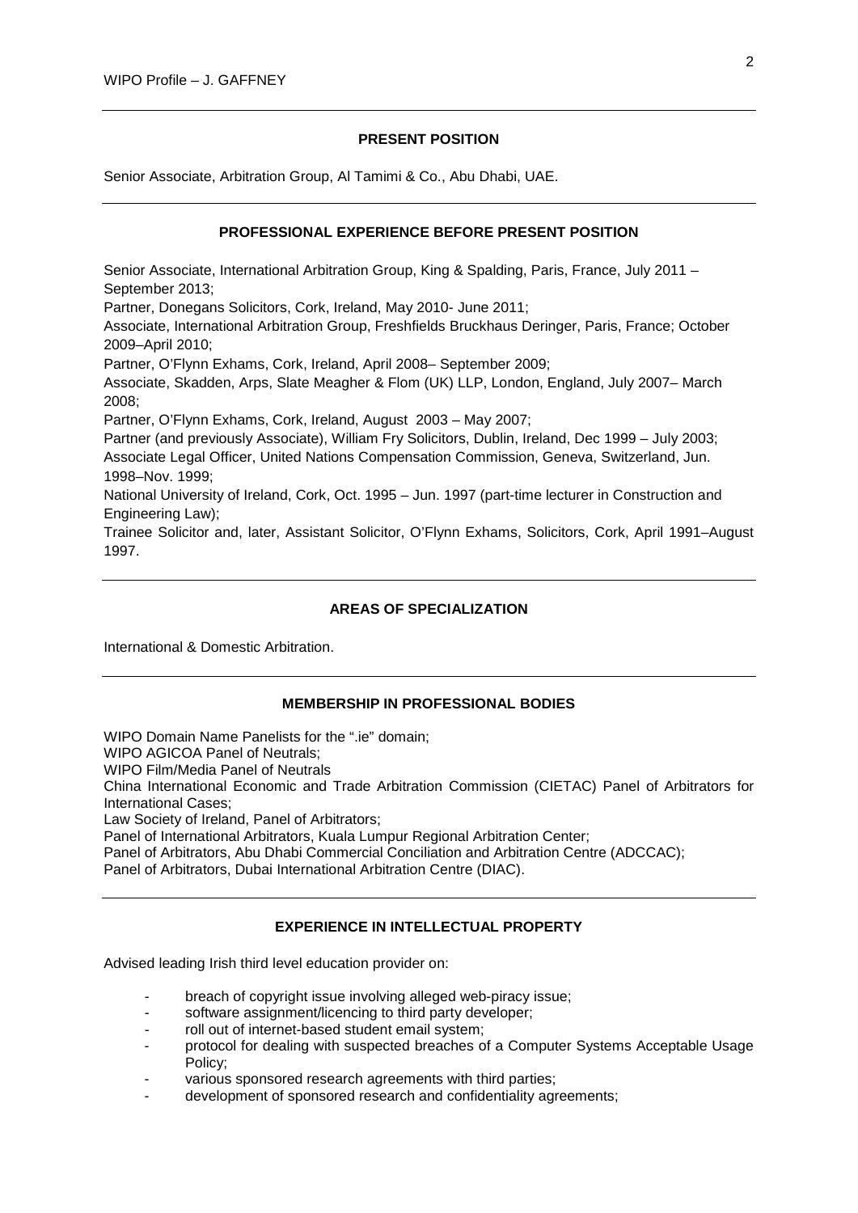## PRESENT POSITION

Senior Associate, Arbitration Group, Al Tamimi & Co., Abu Dhabi, UAE.

## PROFESSIONAL EXPERIENCE BEFORE PRESENT POSITION

Senior Associate, International Arbitration Group, King & Spalding, Paris, France, July 2011 – September 2013;
Partner, Donegans Solicitors, Cork, Ireland, May 2010- June 2011;
Associate, International Arbitration Group, Freshfields Bruckhaus Deringer, Paris, France; October 2009–April 2010;
Partner, O'Flynn Exhams, Cork, Ireland, April 2008– September 2009;
Associate, Skadden, Arps, Slate Meagher & Flom (UK) LLP, London, England, July 2007– March 2008;
Partner, O'Flynn Exhams, Cork, Ireland, August 2003 – May 2007;
Partner (and previously Associate), William Fry Solicitors, Dublin, Ireland, Dec 1999 – July 2003;
Associate Legal Officer, United Nations Compensation Commission, Geneva, Switzerland, Jun. 1998–Nov. 1999;
National University of Ireland, Cork, Oct. 1995 – Jun. 1997 (part-time lecturer in Construction and Engineering Law);
Trainee Solicitor and, later, Assistant Solicitor, O'Flynn Exhams, Solicitors, Cork, April 1991–August 1997.

## AREAS OF SPECIALIZATION

International & Domestic Arbitration.

## MEMBERSHIP IN PROFESSIONAL BODIES

WIPO Domain Name Panelists for the ".ie" domain;
WIPO AGICOA Panel of Neutrals;
WIPO Film/Media Panel of Neutrals
China International Economic and Trade Arbitration Commission (CIETAC) Panel of Arbitrators for International Cases;
Law Society of Ireland, Panel of Arbitrators;
Panel of International Arbitrators, Kuala Lumpur Regional Arbitration Center;
Panel of Arbitrators, Abu Dhabi Commercial Conciliation and Arbitration Centre (ADCCAC);
Panel of Arbitrators, Dubai International Arbitration Centre (DIAC).

## EXPERIENCE IN INTELLECTUAL PROPERTY

Advised leading Irish third level education provider on:

- breach of copyright issue involving alleged web-piracy issue;
- software assignment/licencing to third party developer;
- roll out of internet-based student email system;
- protocol for dealing with suspected breaches of a Computer Systems Acceptable Usage Policy;
- various sponsored research agreements with third parties;
- development of sponsored research and confidentiality agreements;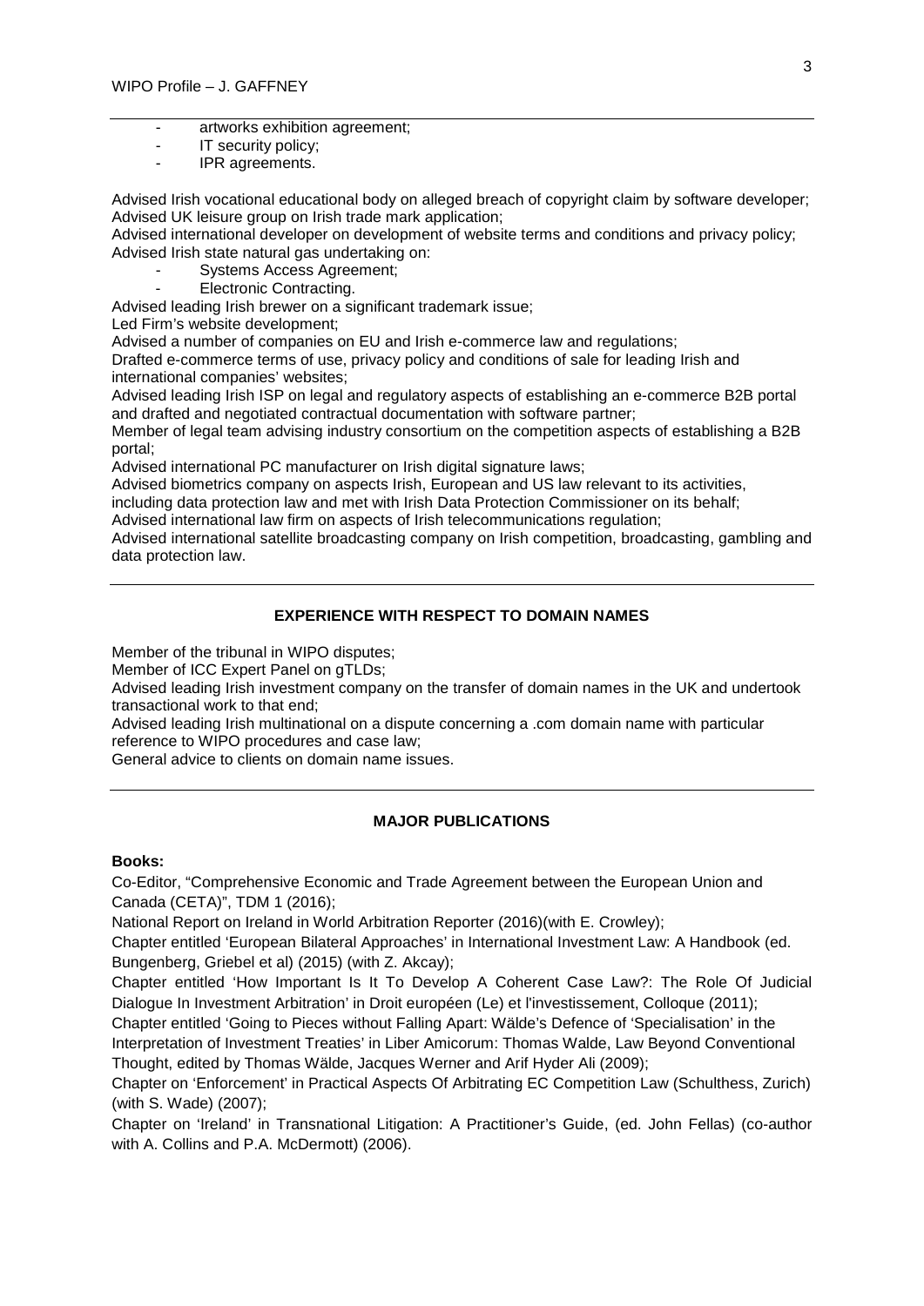- artworks exhibition agreement;
- IT security policy;
- IPR agreements.

Advised Irish vocational educational body on alleged breach of copyright claim by software developer;
Advised UK leisure group on Irish trade mark application;
Advised international developer on development of website terms and conditions and privacy policy;
Advised Irish state natural gas undertaking on:

- Systems Access Agreement;
- Electronic Contracting.

Advised leading Irish brewer on a significant trademark issue;
Led Firm's website development;
Advised a number of companies on EU and Irish e-commerce law and regulations;
Drafted e-commerce terms of use, privacy policy and conditions of sale for leading Irish and international companies' websites;
Advised leading Irish ISP on legal and regulatory aspects of establishing an e-commerce B2B portal and drafted and negotiated contractual documentation with software partner;
Member of legal team advising industry consortium on the competition aspects of establishing a B2B portal;
Advised international PC manufacturer on Irish digital signature laws;
Advised biometrics company on aspects Irish, European and US law relevant to its activities, including data protection law and met with Irish Data Protection Commissioner on its behalf;
Advised international law firm on aspects of Irish telecommunications regulation;
Advised international satellite broadcasting company on Irish competition, broadcasting, gambling and data protection law.

## EXPERIENCE WITH RESPECT TO DOMAIN NAMES

Member of the tribunal in WIPO disputes;
Member of ICC Expert Panel on gTLDs;
Advised leading Irish investment company on the transfer of domain names in the UK and undertook transactional work to that end;
Advised leading Irish multinational on a dispute concerning a .com domain name with particular reference to WIPO procedures and case law;
General advice to clients on domain name issues.

## MAJOR PUBLICATIONS

**Books:**

Co-Editor, "Comprehensive Economic and Trade Agreement between the European Union and Canada (CETA)", TDM 1 (2016);
National Report on Ireland in World Arbitration Reporter (2016)(with E. Crowley);
Chapter entitled 'European Bilateral Approaches' in International Investment Law: A Handbook (ed. Bungenberg, Griebel et al) (2015) (with Z. Akcay);
Chapter entitled 'How Important Is It To Develop A Coherent Case Law?: The Role Of Judicial Dialogue In Investment Arbitration' in Droit européen (Le) et l'investissement, Colloque (2011);
Chapter entitled 'Going to Pieces without Falling Apart: Wälde's Defence of 'Specialisation' in the Interpretation of Investment Treaties' in Liber Amicorum: Thomas Walde, Law Beyond Conventional Thought, edited by Thomas Wälde, Jacques Werner and Arif Hyder Ali (2009);
Chapter on 'Enforcement' in Practical Aspects Of Arbitrating EC Competition Law (Schulthess, Zurich) (with S. Wade) (2007);
Chapter on 'Ireland' in Transnational Litigation: A Practitioner's Guide, (ed. John Fellas) (co-author with A. Collins and P.A. McDermott) (2006).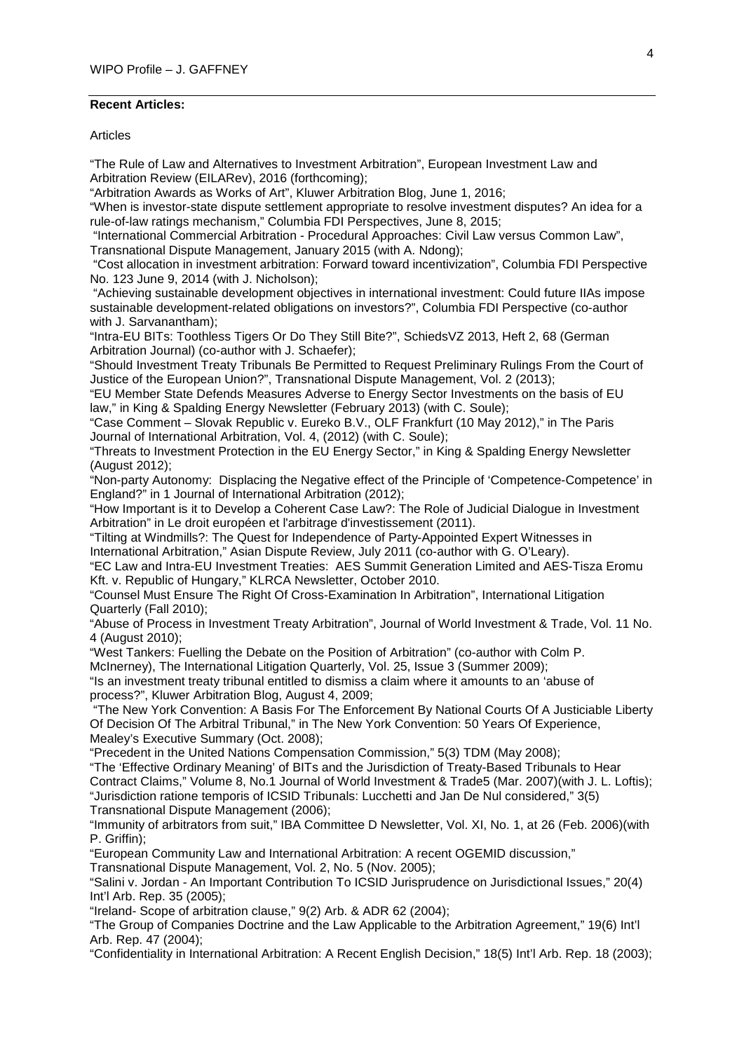**Recent Articles:**

Articles

"The Rule of Law and Alternatives to Investment Arbitration", European Investment Law and Arbitration Review (EILARev), 2016 (forthcoming);

"Arbitration Awards as Works of Art", Kluwer Arbitration Blog, June 1, 2016;

"When is investor-state dispute settlement appropriate to resolve investment disputes? An idea for a rule-of-law ratings mechanism," Columbia FDI Perspectives, June 8, 2015;

"International Commercial Arbitration - Procedural Approaches: Civil Law versus Common Law", Transnational Dispute Management, January 2015 (with A. Ndong);

"Cost allocation in investment arbitration: Forward toward incentivization", Columbia FDI Perspective No. 123 June 9, 2014 (with J. Nicholson);

"Achieving sustainable development objectives in international investment: Could future IIAs impose sustainable development-related obligations on investors?", Columbia FDI Perspective (co-author with J. Sarvanantham);

"Intra-EU BITs: Toothless Tigers Or Do They Still Bite?", SchiedsVZ 2013, Heft 2, 68 (German Arbitration Journal) (co-author with J. Schaefer);

"Should Investment Treaty Tribunals Be Permitted to Request Preliminary Rulings From the Court of Justice of the European Union?", Transnational Dispute Management, Vol. 2 (2013);

"EU Member State Defends Measures Adverse to Energy Sector Investments on the basis of EU law," in King & Spalding Energy Newsletter (February 2013) (with C. Soule);

"Case Comment – Slovak Republic v. Eureko B.V., OLF Frankfurt (10 May 2012)," in The Paris Journal of International Arbitration, Vol. 4, (2012) (with C. Soule);

"Threats to Investment Protection in the EU Energy Sector," in King & Spalding Energy Newsletter (August 2012);

"Non-party Autonomy: Displacing the Negative effect of the Principle of 'Competence-Competence' in England?" in 1 Journal of International Arbitration (2012);

"How Important is it to Develop a Coherent Case Law?: The Role of Judicial Dialogue in Investment Arbitration" in Le droit européen et l'arbitrage d'investissement (2011).

"Tilting at Windmills?: The Quest for Independence of Party-Appointed Expert Witnesses in International Arbitration," Asian Dispute Review, July 2011 (co-author with G. O'Leary).

"EC Law and Intra-EU Investment Treaties: AES Summit Generation Limited and AES-Tisza Eromu Kft. v. Republic of Hungary," KLRCA Newsletter, October 2010.

"Counsel Must Ensure The Right Of Cross-Examination In Arbitration", International Litigation Quarterly (Fall 2010);

"Abuse of Process in Investment Treaty Arbitration", Journal of World Investment & Trade, Vol. 11 No. 4 (August 2010);

"West Tankers: Fuelling the Debate on the Position of Arbitration" (co-author with Colm P. McInerney), The International Litigation Quarterly, Vol. 25, Issue 3 (Summer 2009);

"Is an investment treaty tribunal entitled to dismiss a claim where it amounts to an 'abuse of process?", Kluwer Arbitration Blog, August 4, 2009;

"The New York Convention: A Basis For The Enforcement By National Courts Of A Justiciable Liberty Of Decision Of The Arbitral Tribunal," in The New York Convention: 50 Years Of Experience, Mealey's Executive Summary (Oct. 2008);

"Precedent in the United Nations Compensation Commission," 5(3) TDM (May 2008);

"The 'Effective Ordinary Meaning' of BITs and the Jurisdiction of Treaty-Based Tribunals to Hear Contract Claims," Volume 8, No.1 Journal of World Investment & Trade5 (Mar. 2007)(with J. L. Loftis);

"Jurisdiction ratione temporis of ICSID Tribunals: Lucchetti and Jan De Nul considered," 3(5) Transnational Dispute Management (2006);

"Immunity of arbitrators from suit," IBA Committee D Newsletter, Vol. XI, No. 1, at 26 (Feb. 2006)(with P. Griffin);

"European Community Law and International Arbitration: A recent OGEMID discussion," Transnational Dispute Management, Vol. 2, No. 5 (Nov. 2005);

"Salini v. Jordan - An Important Contribution To ICSID Jurisprudence on Jurisdictional Issues," 20(4) Int'l Arb. Rep. 35 (2005);

"Ireland- Scope of arbitration clause," 9(2) Arb. & ADR 62 (2004);

"The Group of Companies Doctrine and the Law Applicable to the Arbitration Agreement," 19(6) Int'l Arb. Rep. 47 (2004);

"Confidentiality in International Arbitration: A Recent English Decision," 18(5) Int'l Arb. Rep. 18 (2003);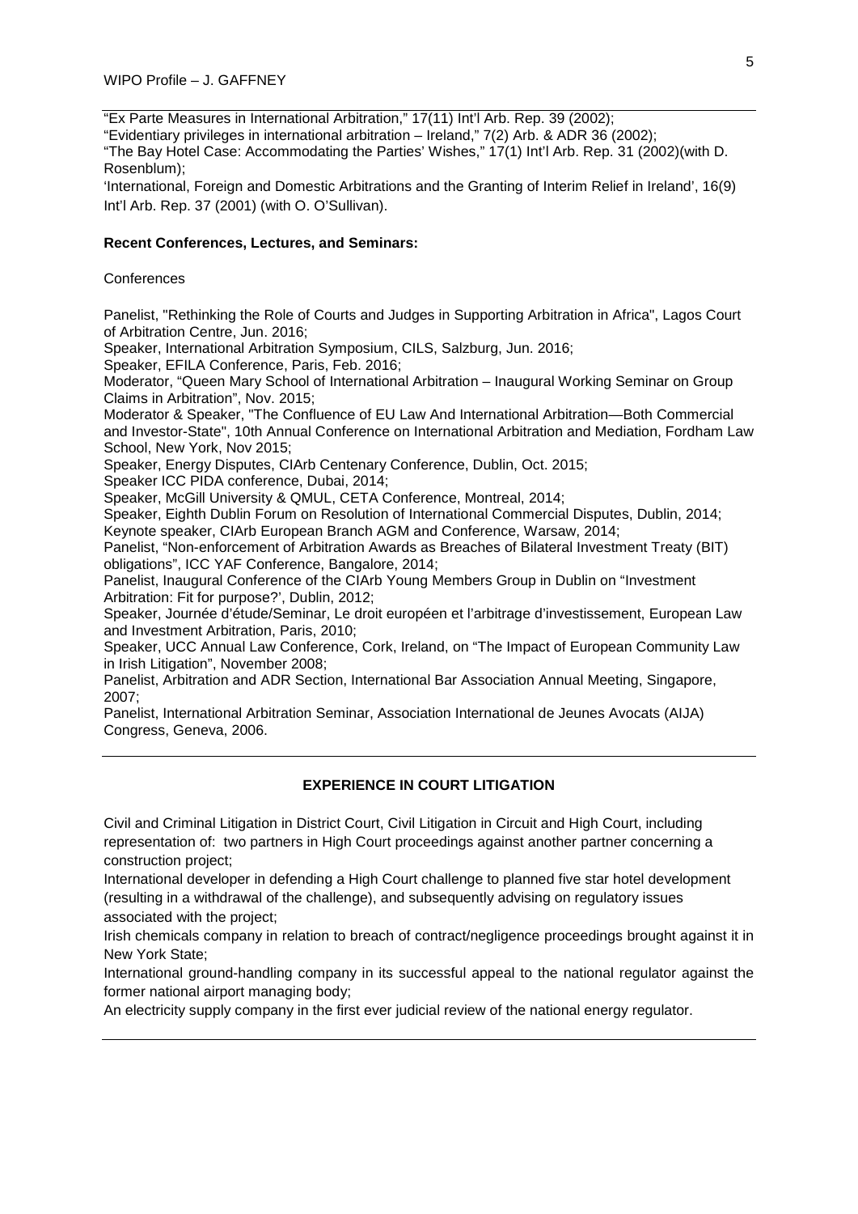"Ex Parte Measures in International Arbitration," 17(11) Int'l Arb. Rep. 39 (2002);
"Evidentiary privileges in international arbitration – Ireland," 7(2) Arb. & ADR 36 (2002);
"The Bay Hotel Case: Accommodating the Parties' Wishes," 17(1) Int'l Arb. Rep. 31 (2002)(with D. Rosenblum);
'International, Foreign and Domestic Arbitrations and the Granting of Interim Relief in Ireland', 16(9) Int'l Arb. Rep. 37 (2001) (with O. O'Sullivan).

**Recent Conferences, Lectures, and Seminars:**

Conferences

Panelist, "Rethinking the Role of Courts and Judges in Supporting Arbitration in Africa", Lagos Court of Arbitration Centre, Jun. 2016;
Speaker, International Arbitration Symposium, CILS, Salzburg, Jun. 2016;
Speaker, EFILA Conference, Paris, Feb. 2016;
Moderator, "Queen Mary School of International Arbitration – Inaugural Working Seminar on Group Claims in Arbitration", Nov. 2015;
Moderator & Speaker, "The Confluence of EU Law And International Arbitration—Both Commercial and Investor-State", 10th Annual Conference on International Arbitration and Mediation, Fordham Law School, New York, Nov 2015;
Speaker, Energy Disputes, CIArb Centenary Conference, Dublin, Oct. 2015;
Speaker ICC PIDA conference, Dubai, 2014;
Speaker, McGill University & QMUL, CETA Conference, Montreal, 2014;
Speaker, Eighth Dublin Forum on Resolution of International Commercial Disputes, Dublin, 2014;
Keynote speaker, CIArb European Branch AGM and Conference, Warsaw, 2014;
Panelist, "Non-enforcement of Arbitration Awards as Breaches of Bilateral Investment Treaty (BIT) obligations", ICC YAF Conference, Bangalore, 2014;
Panelist, Inaugural Conference of the CIArb Young Members Group in Dublin on "Investment Arbitration: Fit for purpose?', Dublin, 2012;
Speaker, Journée d'étude/Seminar, Le droit européen et l'arbitrage d'investissement, European Law and Investment Arbitration, Paris, 2010;
Speaker, UCC Annual Law Conference, Cork, Ireland, on "The Impact of European Community Law in Irish Litigation", November 2008;
Panelist, Arbitration and ADR Section, International Bar Association Annual Meeting, Singapore, 2007;
Panelist, International Arbitration Seminar, Association International de Jeunes Avocats (AIJA) Congress, Geneva, 2006.

## EXPERIENCE IN COURT LITIGATION

Civil and Criminal Litigation in District Court, Civil Litigation in Circuit and High Court, including representation of: two partners in High Court proceedings against another partner concerning a construction project;
International developer in defending a High Court challenge to planned five star hotel development (resulting in a withdrawal of the challenge), and subsequently advising on regulatory issues associated with the project;
Irish chemicals company in relation to breach of contract/negligence proceedings brought against it in New York State;
International ground-handling company in its successful appeal to the national regulator against the former national airport managing body;
An electricity supply company in the first ever judicial review of the national energy regulator.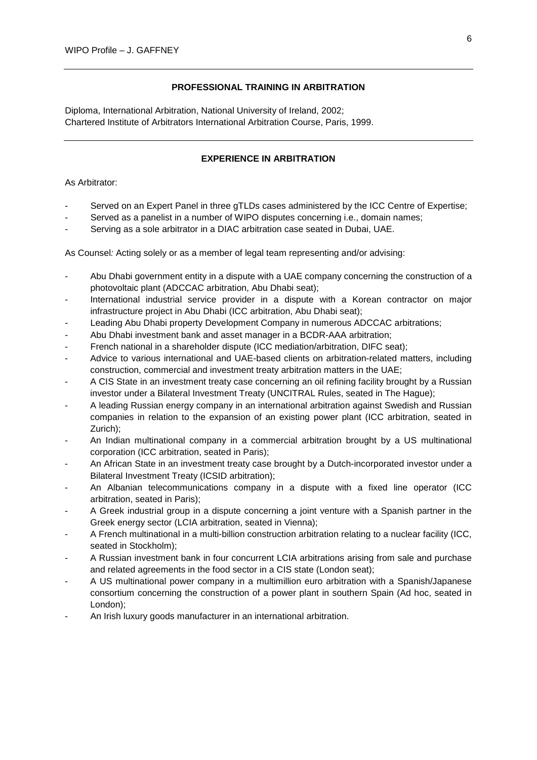## PROFESSIONAL TRAINING IN ARBITRATION

Diploma, International Arbitration, National University of Ireland, 2002;
Chartered Institute of Arbitrators International Arbitration Course, Paris, 1999.

## EXPERIENCE IN ARBITRATION

As Arbitrator:

- Served on an Expert Panel in three gTLDs cases administered by the ICC Centre of Expertise;
- Served as a panelist in a number of WIPO disputes concerning i.e., domain names;
- Serving as a sole arbitrator in a DIAC arbitration case seated in Dubai, UAE.

As Counsel*:* Acting solely or as a member of legal team representing and/or advising:

- Abu Dhabi government entity in a dispute with a UAE company concerning the construction of a photovoltaic plant (ADCCAC arbitration, Abu Dhabi seat);
- International industrial service provider in a dispute with a Korean contractor on major infrastructure project in Abu Dhabi (ICC arbitration, Abu Dhabi seat);
- Leading Abu Dhabi property Development Company in numerous ADCCAC arbitrations;
- Abu Dhabi investment bank and asset manager in a BCDR-AAA arbitration;
- French national in a shareholder dispute (ICC mediation/arbitration, DIFC seat);
- Advice to various international and UAE-based clients on arbitration-related matters, including construction, commercial and investment treaty arbitration matters in the UAE;
- A CIS State in an investment treaty case concerning an oil refining facility brought by a Russian investor under a Bilateral Investment Treaty (UNCITRAL Rules, seated in The Hague);
- A leading Russian energy company in an international arbitration against Swedish and Russian companies in relation to the expansion of an existing power plant (ICC arbitration, seated in Zurich);
- An Indian multinational company in a commercial arbitration brought by a US multinational corporation (ICC arbitration, seated in Paris);
- An African State in an investment treaty case brought by a Dutch-incorporated investor under a Bilateral Investment Treaty (ICSID arbitration);
- An Albanian telecommunications company in a dispute with a fixed line operator (ICC arbitration, seated in Paris);
- A Greek industrial group in a dispute concerning a joint venture with a Spanish partner in the Greek energy sector (LCIA arbitration, seated in Vienna);
- A French multinational in a multi-billion construction arbitration relating to a nuclear facility (ICC, seated in Stockholm);
- A Russian investment bank in four concurrent LCIA arbitrations arising from sale and purchase and related agreements in the food sector in a CIS state (London seat);
- A US multinational power company in a multimillion euro arbitration with a Spanish/Japanese consortium concerning the construction of a power plant in southern Spain (Ad hoc, seated in London);
- An Irish luxury goods manufacturer in an international arbitration.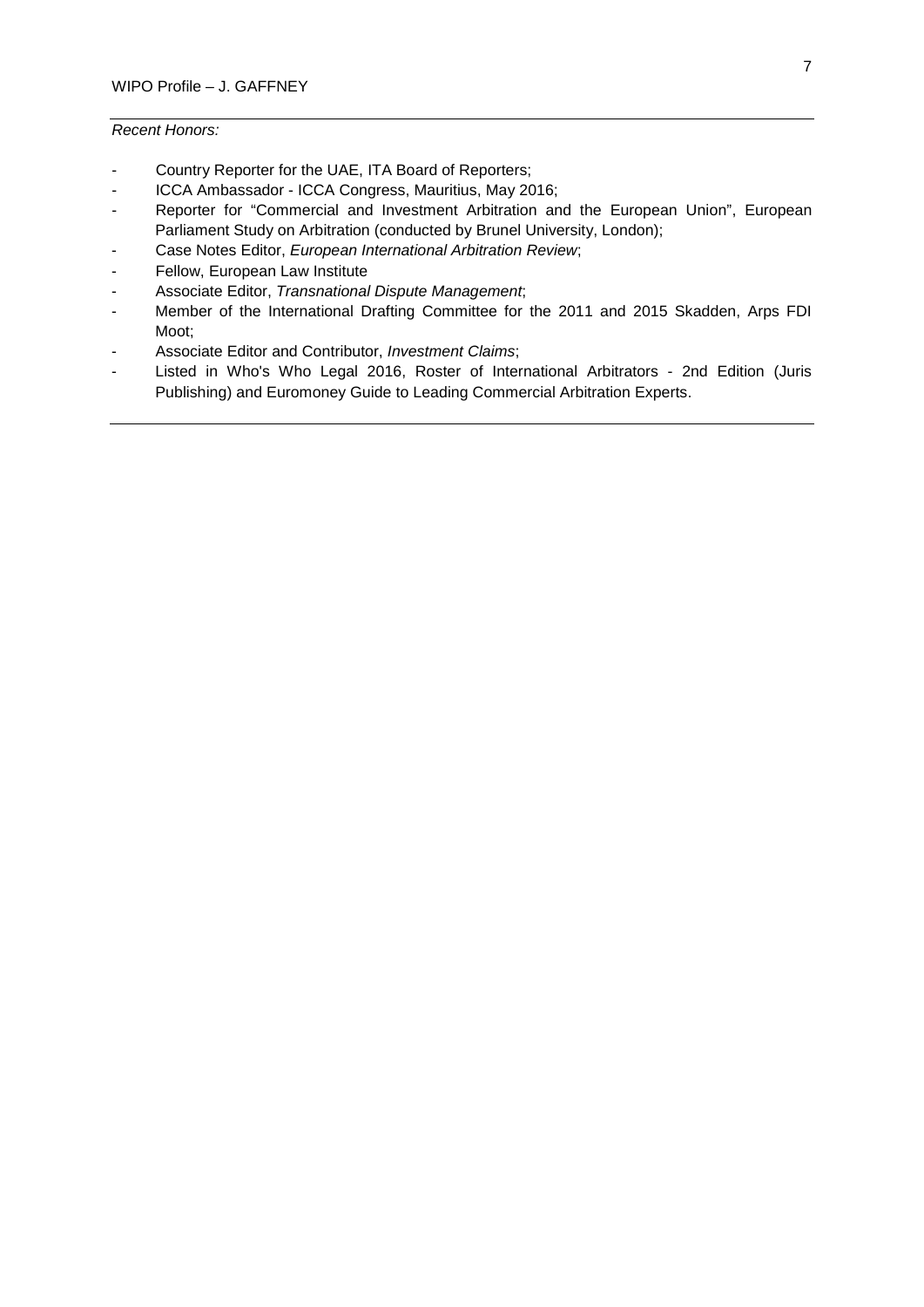*Recent Honors:*

- Country Reporter for the UAE, ITA Board of Reporters;
- ICCA Ambassador - ICCA Congress, Mauritius, May 2016;
- Reporter for "Commercial and Investment Arbitration and the European Union", European Parliament Study on Arbitration (conducted by Brunel University, London);
- Case Notes Editor, *European International Arbitration Review*;
- Fellow, European Law Institute
- Associate Editor, *Transnational Dispute Management*;
- Member of the International Drafting Committee for the 2011 and 2015 Skadden, Arps FDI Moot;
- Associate Editor and Contributor, *Investment Claims*;
- Listed in Who's Who Legal 2016, Roster of International Arbitrators - 2nd Edition (Juris Publishing) and Euromoney Guide to Leading Commercial Arbitration Experts.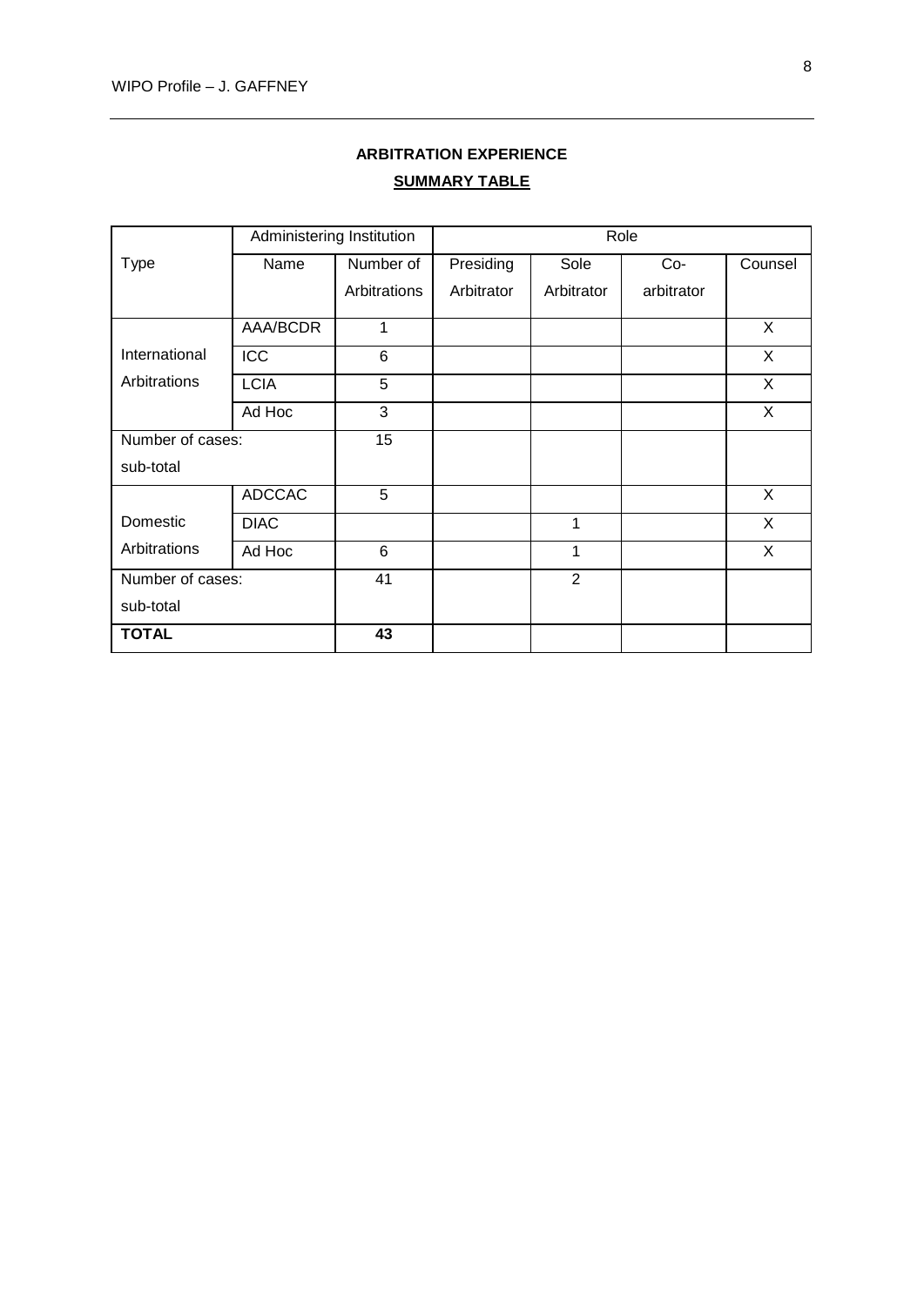**ARBITRATION EXPERIENCE**

**SUMMARY TABLE**

| Type | Administering Institution | | Role | | | |
|---|---|---|---|---|---|---|
| | Name | Number of Arbitrations | Presiding Arbitrator | Sole Arbitrator | Co-arbitrator | Counsel |
| International Arbitrations | AAA/BCDR | 1 | | | | X |
| | ICC | 6 | | | | X |
| | LCIA | 5 | | | | X |
| | Ad Hoc | 3 | | | | X |
| Number of cases: sub-total | | 15 | | | | |
| Domestic Arbitrations | ADCCAC | 5 | | | | X |
| | DIAC | | | 1 | | X |
| | Ad Hoc | 6 | | 1 | | X |
| Number of cases: sub-total | | 41 | | 2 | | |
| **TOTAL** | | **43** | | | | |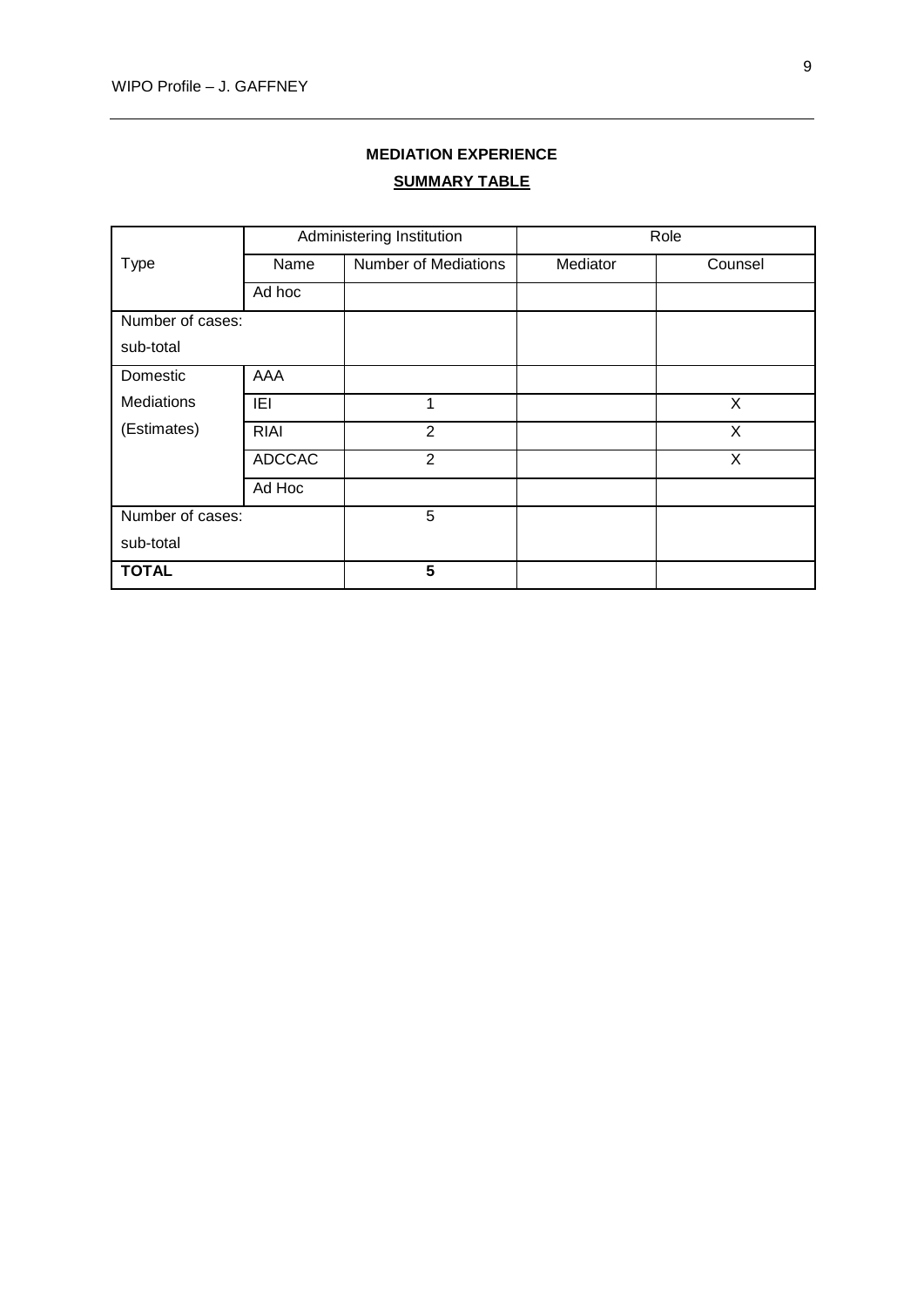**MEDIATION EXPERIENCE**

**SUMMARY TABLE**

| Type | Administering Institution | | Role | |
|---|---|---|---|---|
| | Name | Number of Mediations | Mediator | Counsel |
| | Ad hoc | | | |
| Number of cases: sub-total | | | | |
| Domestic Mediations (Estimates) | AAA | | | |
| | IEI | 1 | | X |
| | RIAI | 2 | | X |
| | ADCCAC | 2 | | X |
| | Ad Hoc | | | |
| Number of cases: sub-total | | 5 | | |
| **TOTAL** | | **5** | | |